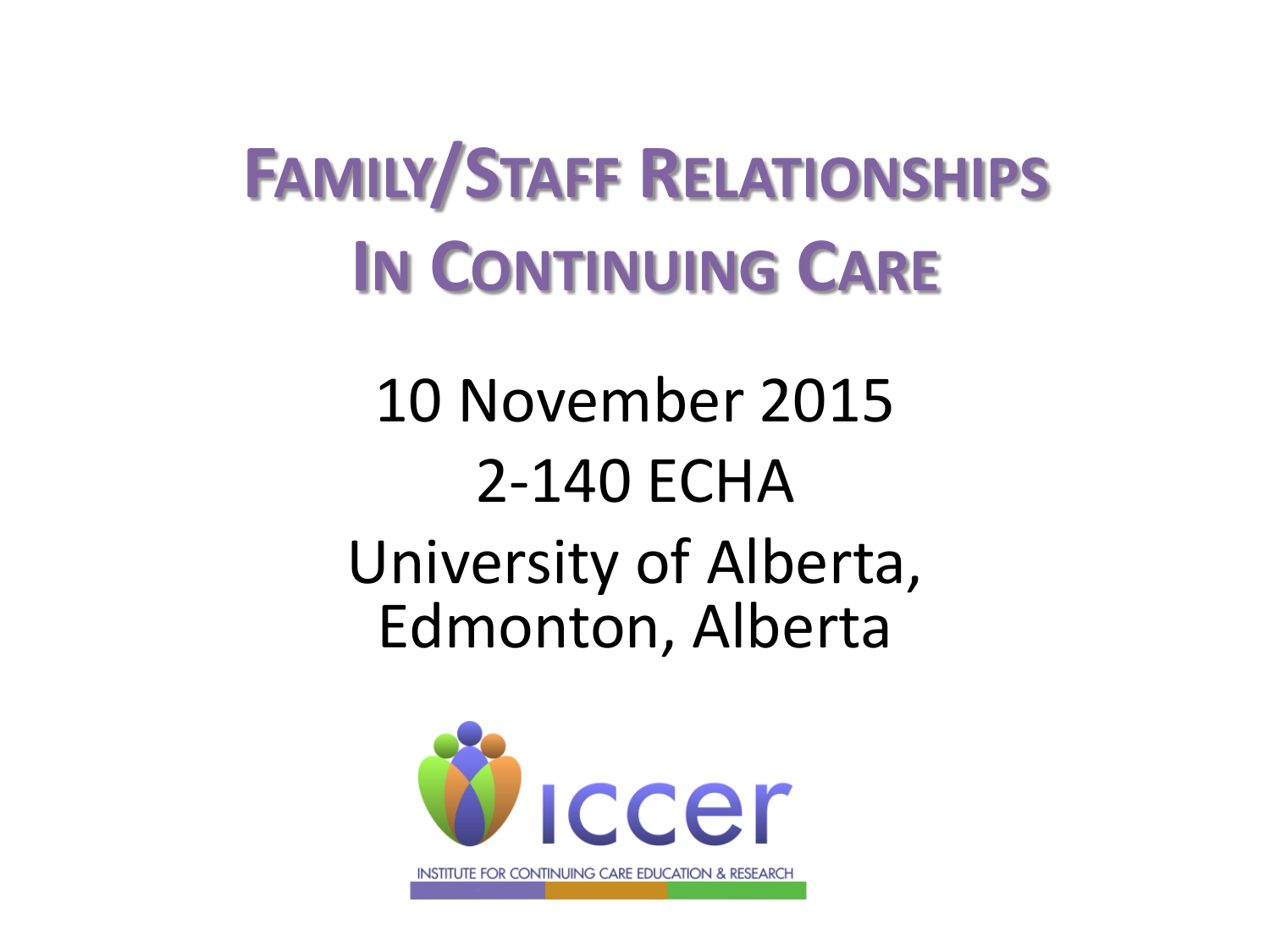# Family/Staff Relationships In Continuing Care

10 November 2015

2-140 ECHA

University of Alberta, Edmonton, Alberta

iccer

INSTITUTE FOR CONTINUING CARE EDUCATION & RESEARCH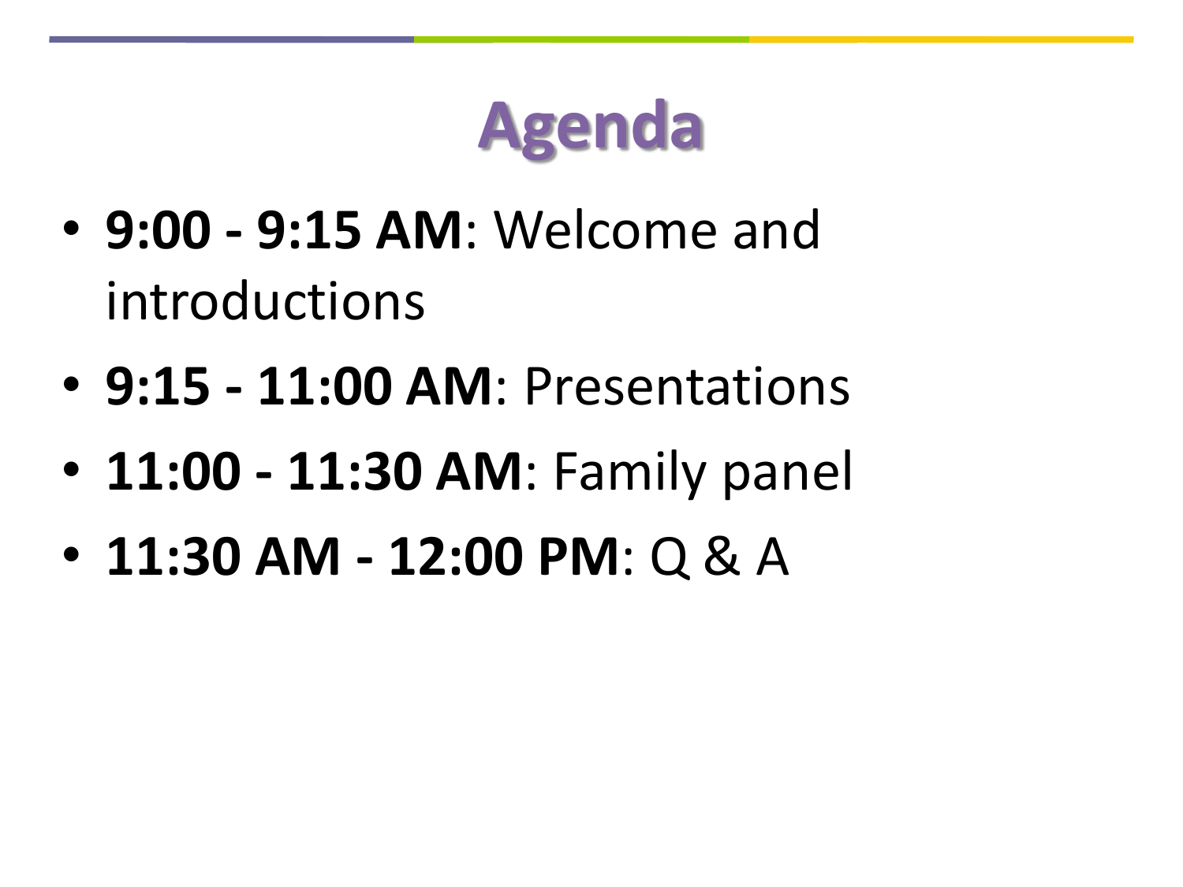# Agenda

- **9:00 - 9:15 AM**: Welcome and introductions
- **9:15 - 11:00 AM**: Presentations
- **11:00 - 11:30 AM**: Family panel
- **11:30 AM - 12:00 PM**: Q & A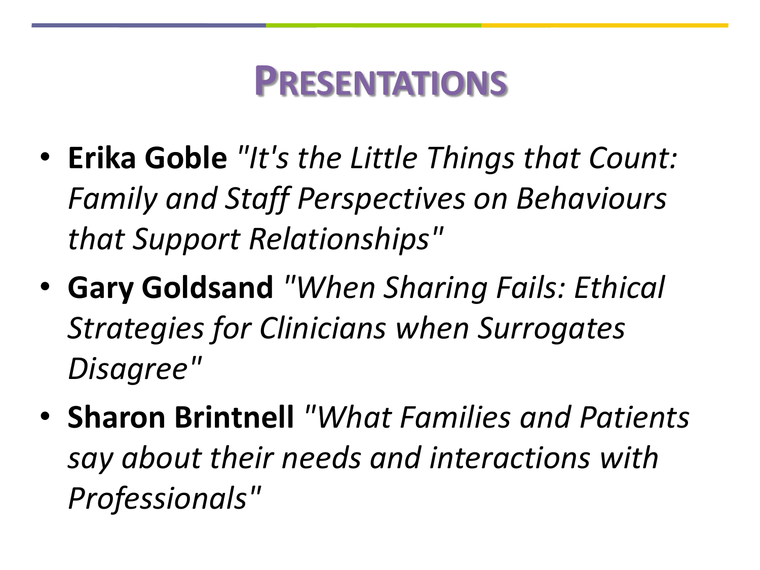# Presentations

- **Erika Goble** *"It's the Little Things that Count: Family and Staff Perspectives on Behaviours that Support Relationships"*
- **Gary Goldsand** *"When Sharing Fails: Ethical Strategies for Clinicians when Surrogates Disagree"*
- **Sharon Brintnell** *"What Families and Patients say about their needs and interactions with Professionals"*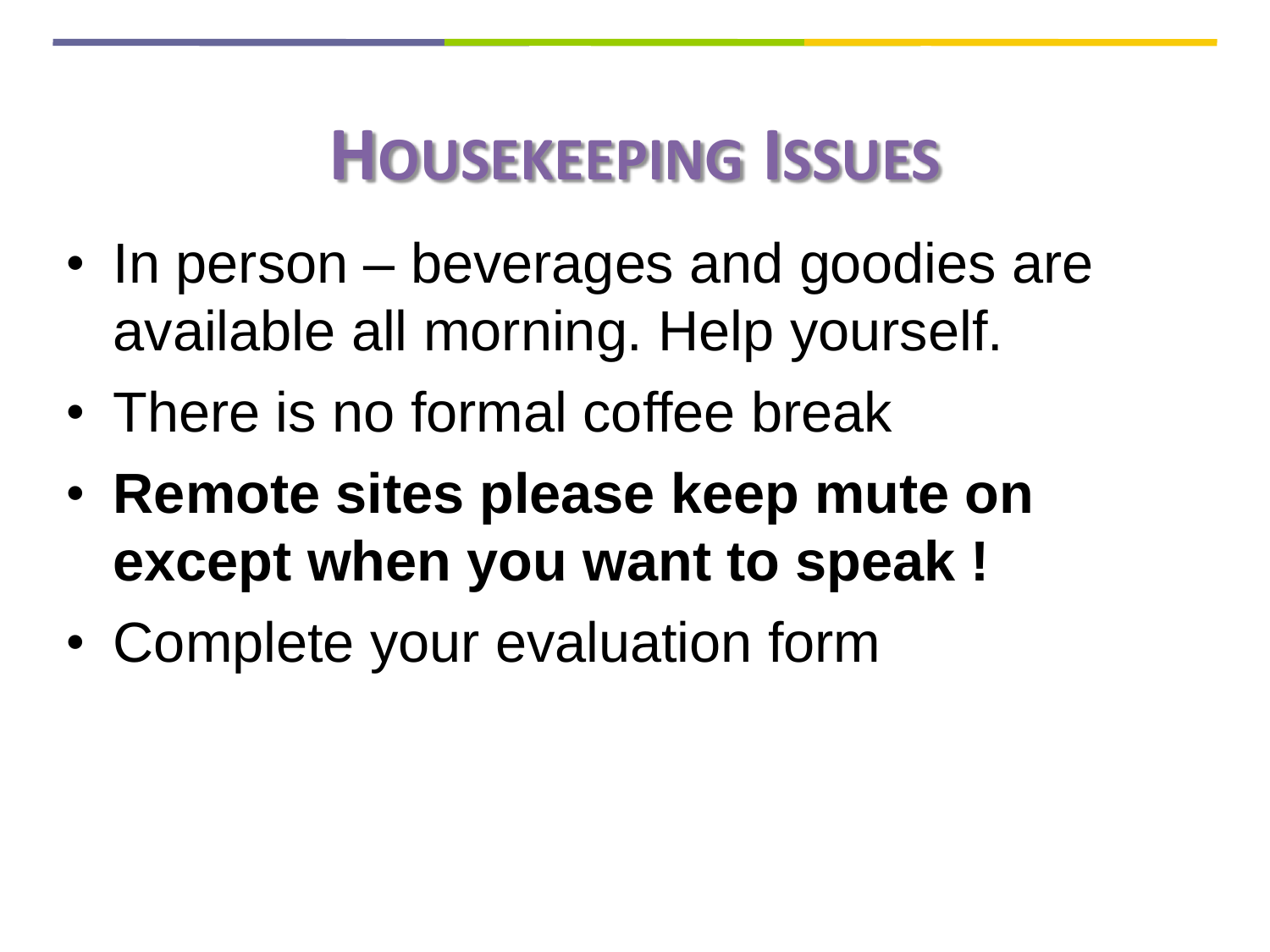# Housekeeping Issues

- In person – beverages and goodies are available all morning. Help yourself.
- There is no formal coffee break
- **Remote sites please keep mute on except when you want to speak !**
- Complete your evaluation form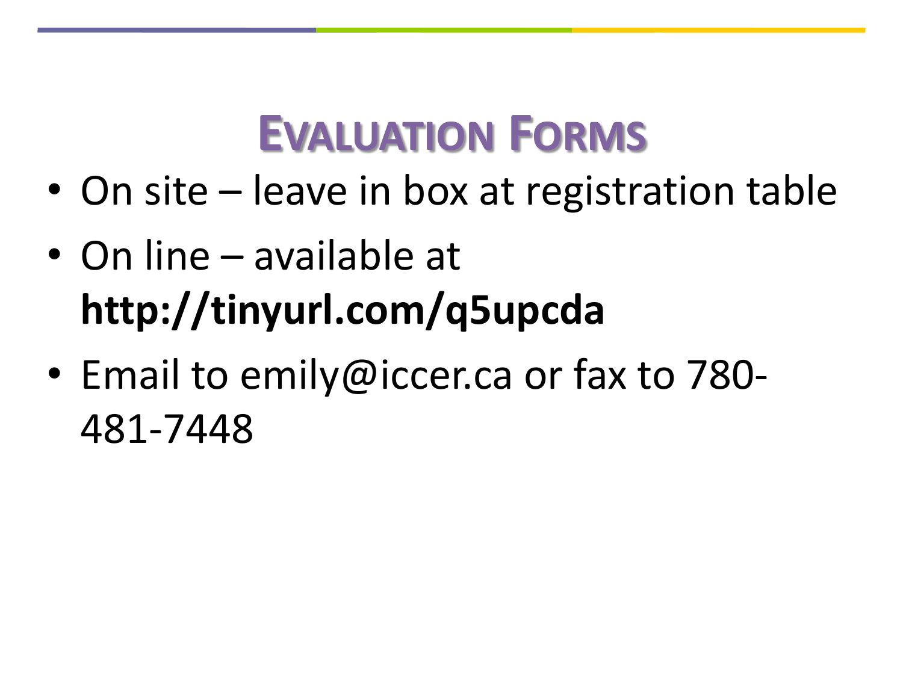# Evaluation Forms

- On site – leave in box at registration table
- On line – available at **http://tinyurl.com/q5upcda**
- Email to emily@iccer.ca or fax to 780-481-7448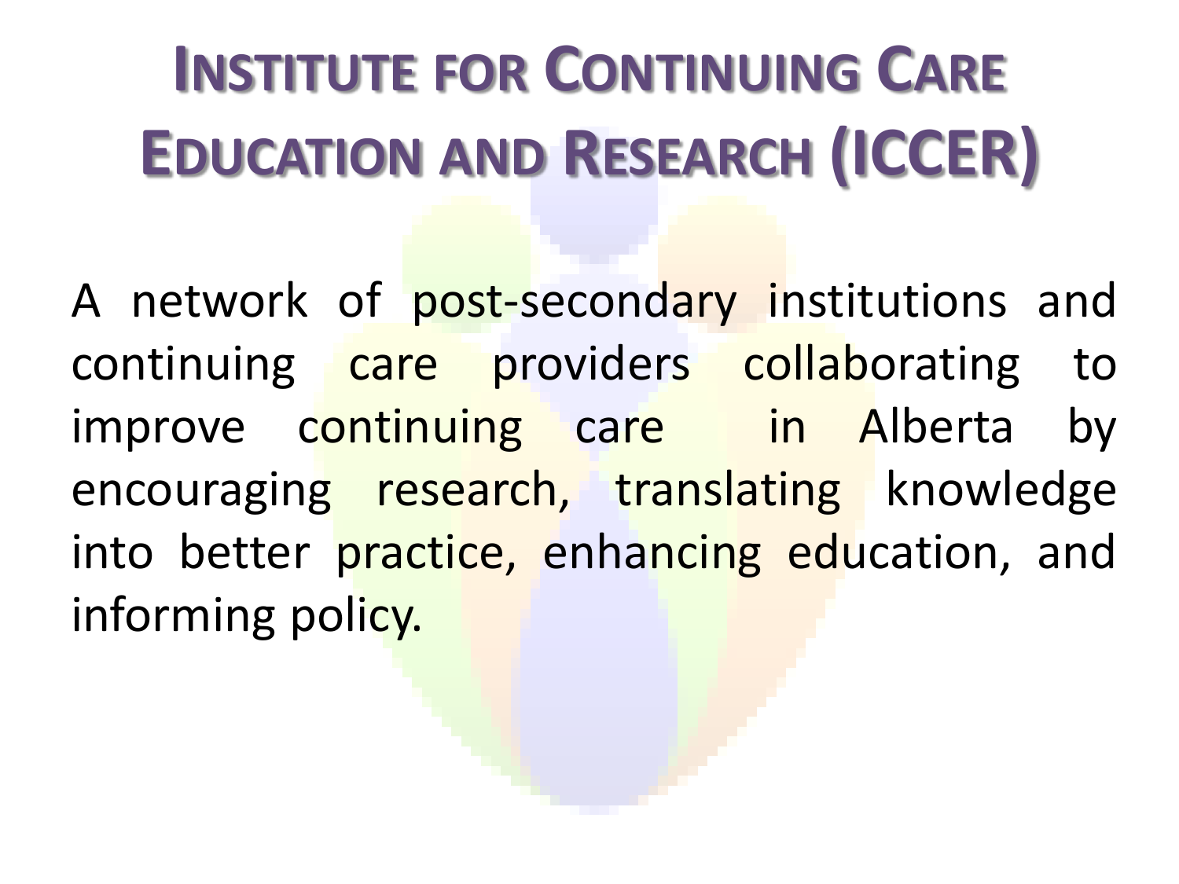# Institute for Continuing Care Education and Research (ICCER)

A network of post-secondary institutions and continuing care providers collaborating to improve continuing care in Alberta by encouraging research, translating knowledge into better practice, enhancing education, and informing policy.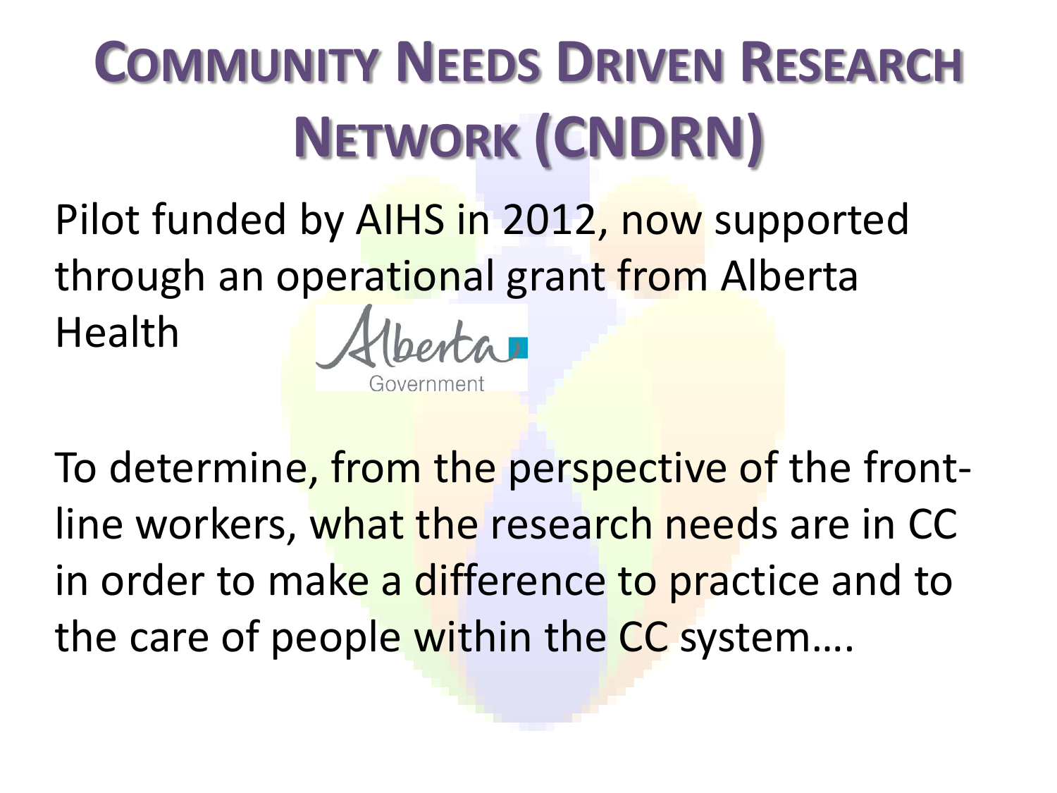# Community Needs Driven Research Network (CNDRN)

Pilot funded by AIHS in 2012, now supported through an operational grant from Alberta Health

Alberta Government

To determine, from the perspective of the front-line workers, what the research needs are in CC in order to make a difference to practice and to the care of people within the CC system….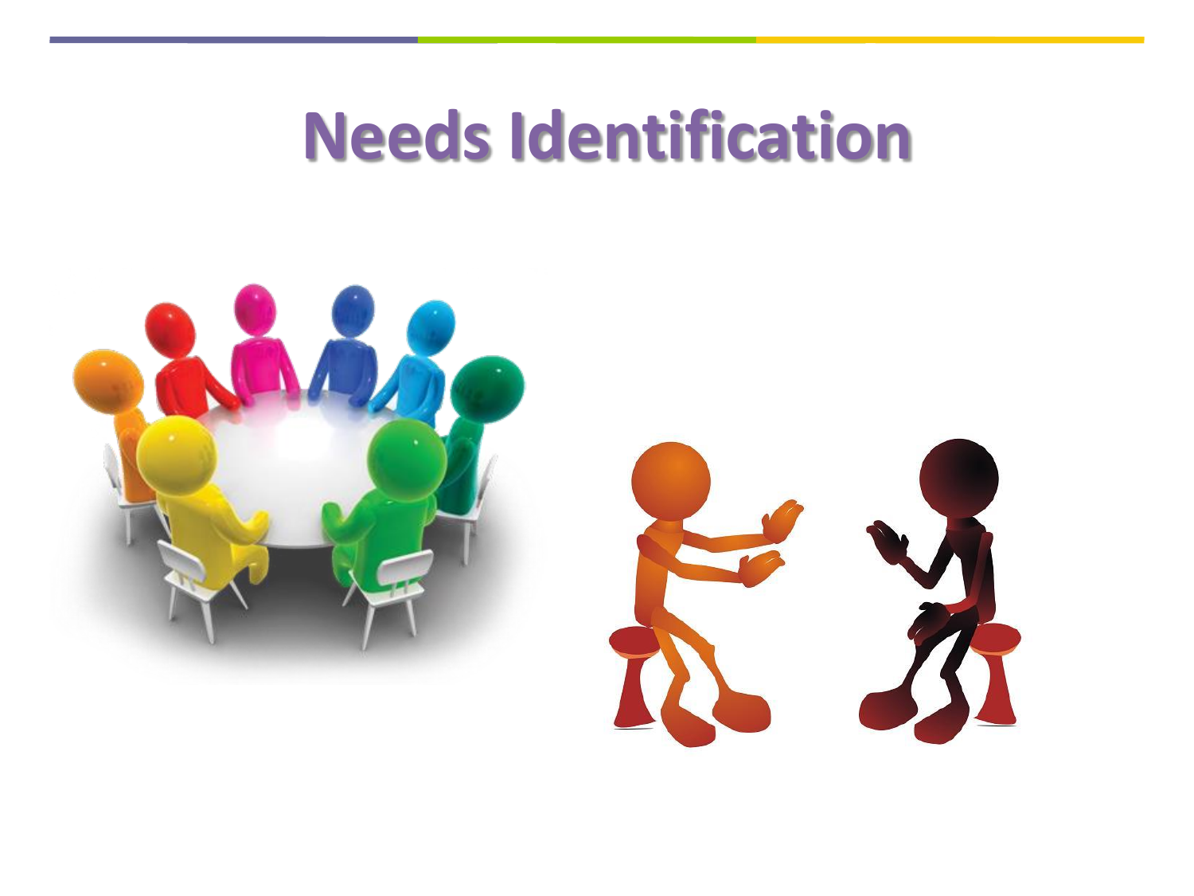# Needs Identification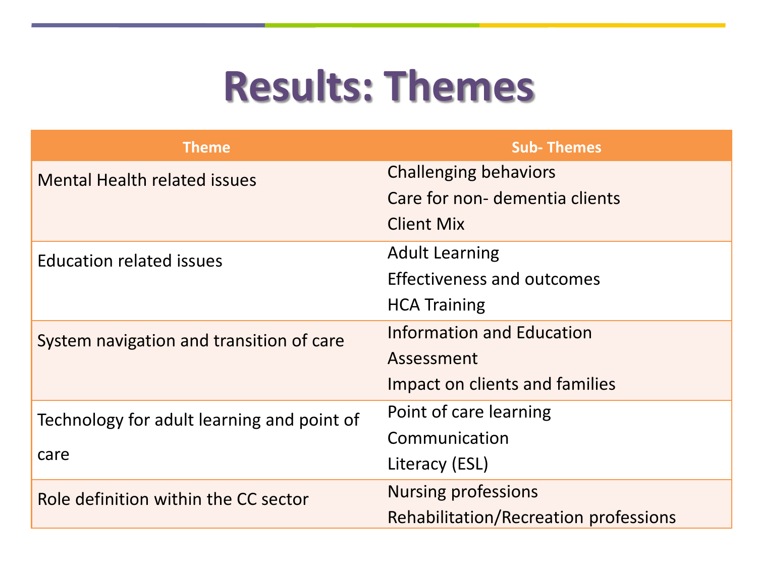# Results: Themes

| Theme | Sub- Themes |
|---|---|
| Mental Health related issues | Challenging behaviors<br>Care for non- dementia clients<br>Client Mix |
| Education related issues | Adult Learning<br>Effectiveness and outcomes<br>HCA Training |
| System navigation and transition of care | Information and Education<br>Assessment<br>Impact on clients and families |
| Technology for adult learning and point of care | Point of care learning<br>Communication<br>Literacy (ESL) |
| Role definition within the CC sector | Nursing professions<br>Rehabilitation/Recreation professions |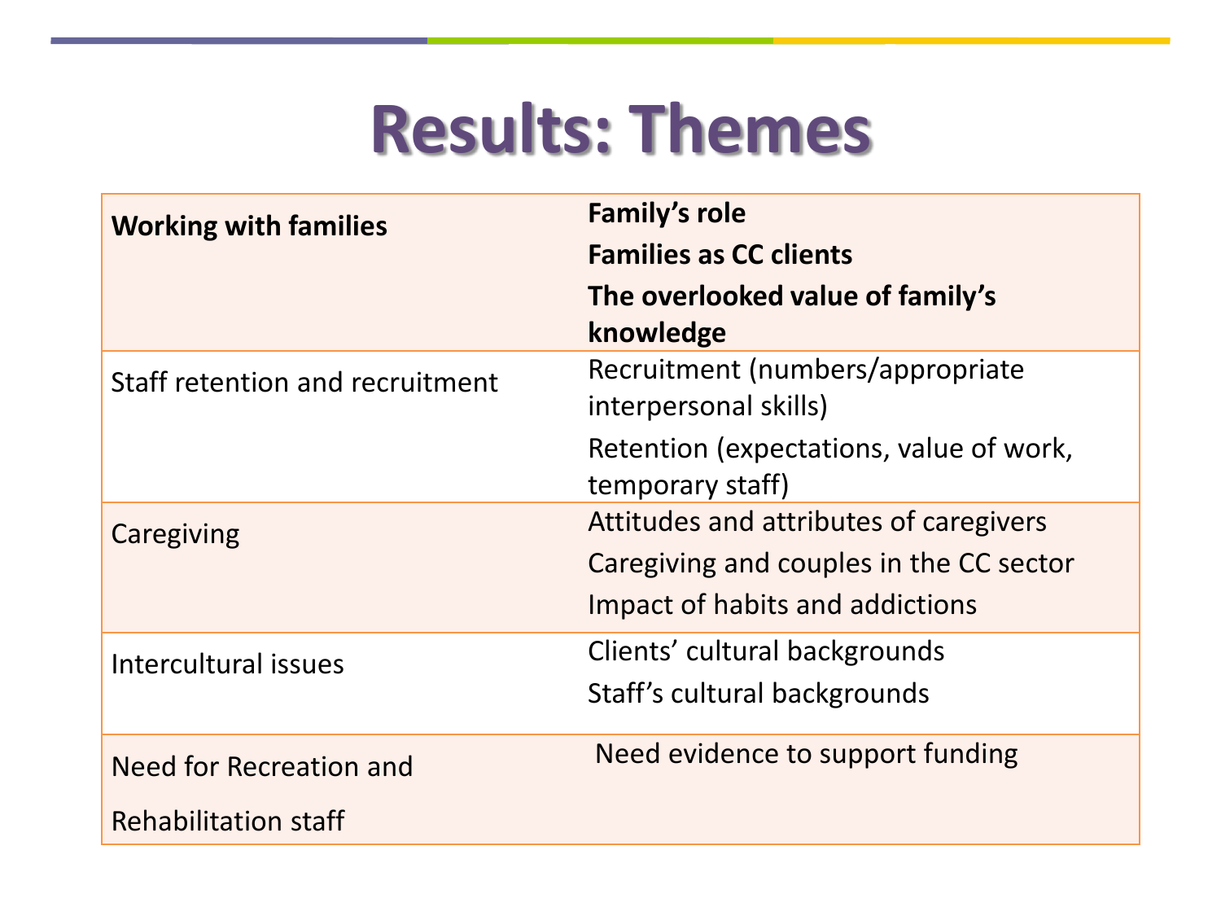# Results: Themes

| | |
|---|---|
| **Working with families** | **Family's role**<br>**Families as CC clients**<br>**The overlooked value of family's knowledge** |
| Staff retention and recruitment | Recruitment (numbers/appropriate interpersonal skills)<br>Retention (expectations, value of work, temporary staff) |
| Caregiving | Attitudes and attributes of caregivers<br>Caregiving and couples in the CC sector<br>Impact of habits and addictions |
| Intercultural issues | Clients' cultural backgrounds<br>Staff's cultural backgrounds |
| Need for Recreation and Rehabilitation staff | Need evidence to support funding |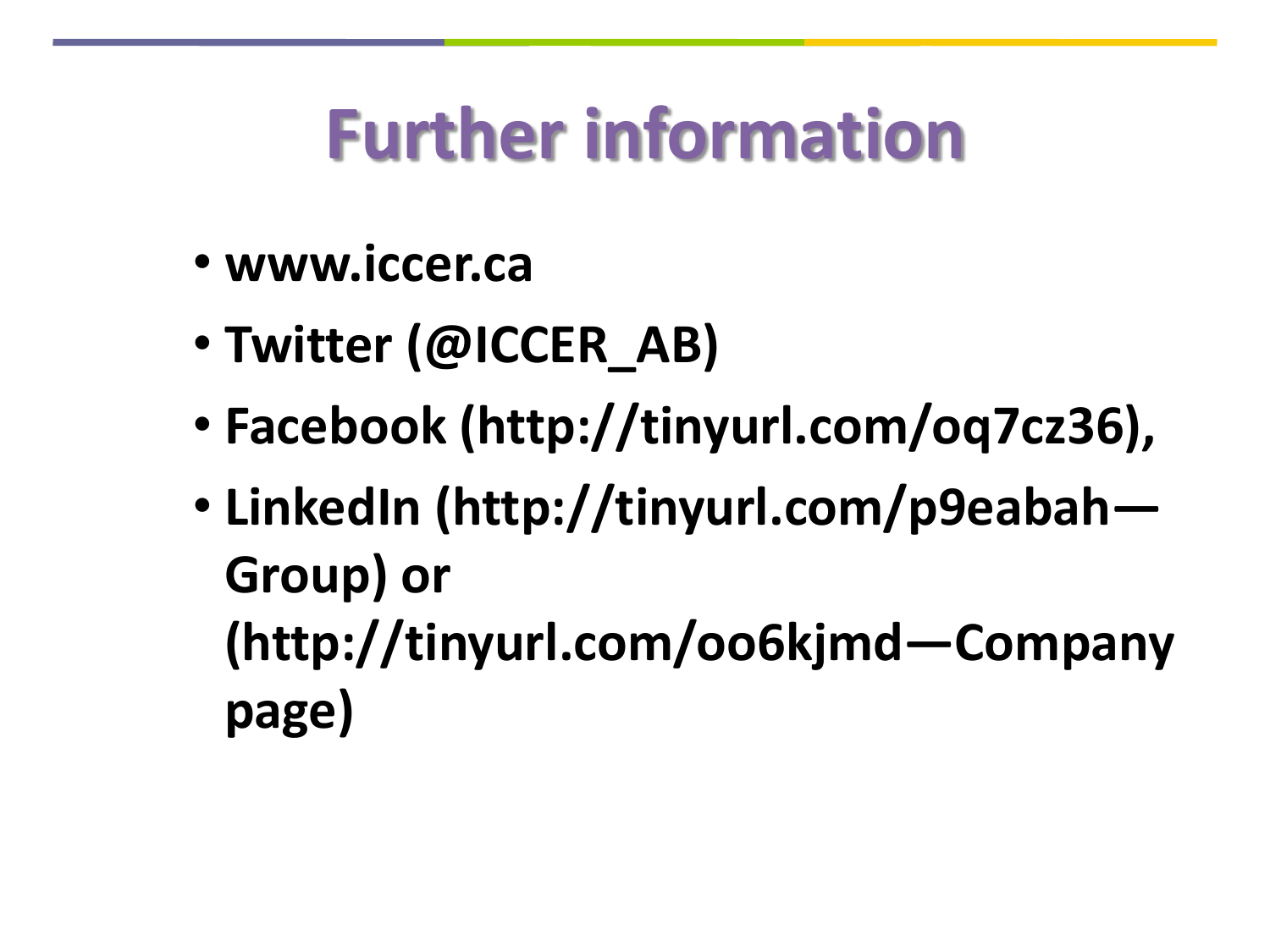# Further information

- **www.iccer.ca**
- **Twitter (@ICCER_AB)**
- **Facebook (http://tinyurl.com/oq7cz36),**
- **LinkedIn (http://tinyurl.com/p9eabah—Group) or (http://tinyurl.com/oo6kjmd—Company page)**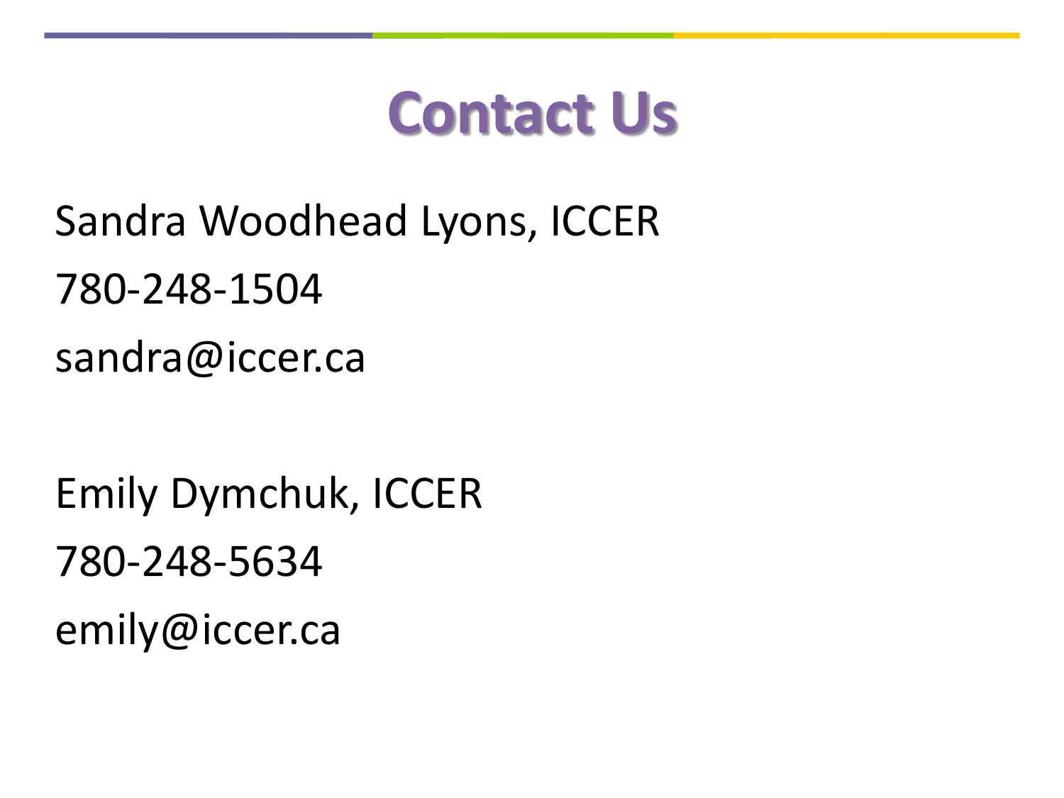# Contact Us

Sandra Woodhead Lyons, ICCER

780-248-1504

sandra@iccer.ca

Emily Dymchuk, ICCER

780-248-5634

emily@iccer.ca